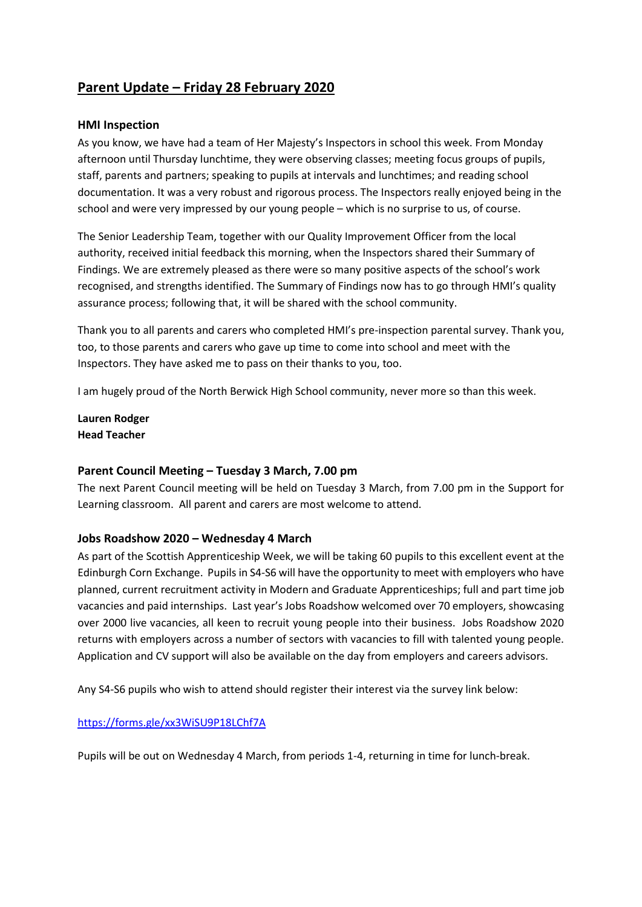# Parent Update – Friday 28 February 2020

### HMI Inspection

As you know, we have had a team of Her Majesty's Inspectors in school this week. From Monday afternoon until Thursday lunchtime, they were observing classes; meeting focus groups of pupils, staff, parents and partners; speaking to pupils at intervals and lunchtimes; and reading school documentation. It was a very robust and rigorous process. The Inspectors really enjoyed being in the school and were very impressed by our young people – which is no surprise to us, of course.

The Senior Leadership Team, together with our Quality Improvement Officer from the local authority, received initial feedback this morning, when the Inspectors shared their Summary of Findings. We are extremely pleased as there were so many positive aspects of the school's work recognised, and strengths identified. The Summary of Findings now has to go through HMI's quality assurance process; following that, it will be shared with the school community.

Thank you to all parents and carers who completed HMI's pre-inspection parental survey. Thank you, too, to those parents and carers who gave up time to come into school and meet with the Inspectors. They have asked me to pass on their thanks to you, too.

I am hugely proud of the North Berwick High School community, never more so than this week.

**Lauren Rodger**
**Head Teacher**

### Parent Council Meeting – Tuesday 3 March, 7.00 pm

The next Parent Council meeting will be held on Tuesday 3 March, from 7.00 pm in the Support for Learning classroom. All parent and carers are most welcome to attend.

### Jobs Roadshow 2020 – Wednesday 4 March

As part of the Scottish Apprenticeship Week, we will be taking 60 pupils to this excellent event at the Edinburgh Corn Exchange. Pupils in S4-S6 will have the opportunity to meet with employers who have planned, current recruitment activity in Modern and Graduate Apprenticeships; full and part time job vacancies and paid internships. Last year's Jobs Roadshow welcomed over 70 employers, showcasing over 2000 live vacancies, all keen to recruit young people into their business. Jobs Roadshow 2020 returns with employers across a number of sectors with vacancies to fill with talented young people. Application and CV support will also be available on the day from employers and careers advisors.

Any S4-S6 pupils who wish to attend should register their interest via the survey link below:

https://forms.gle/xx3WiSU9P18LChf7A

Pupils will be out on Wednesday 4 March, from periods 1-4, returning in time for lunch-break.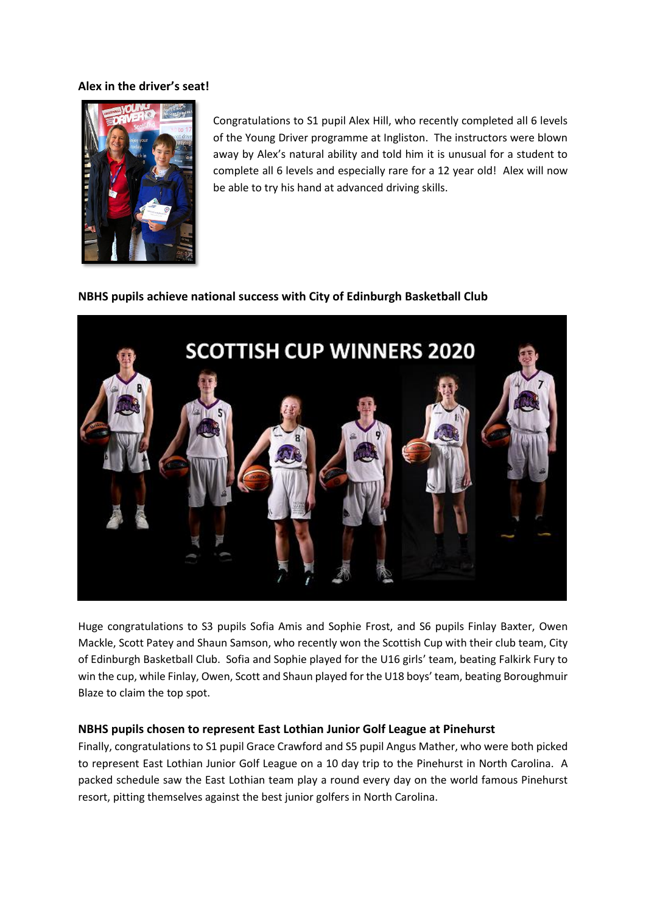**Alex in the driver's seat!**

Congratulations to S1 pupil Alex Hill, who recently completed all 6 levels of the Young Driver programme at Ingliston. The instructors were blown away by Alex's natural ability and told him it is unusual for a student to complete all 6 levels and especially rare for a 12 year old! Alex will now be able to try his hand at advanced driving skills.

**NBHS pupils achieve national success with City of Edinburgh Basketball Club**

Huge congratulations to S3 pupils Sofia Amis and Sophie Frost, and S6 pupils Finlay Baxter, Owen Mackle, Scott Patey and Shaun Samson, who recently won the Scottish Cup with their club team, City of Edinburgh Basketball Club. Sofia and Sophie played for the U16 girls' team, beating Falkirk Fury to win the cup, while Finlay, Owen, Scott and Shaun played for the U18 boys' team, beating Boroughmuir Blaze to claim the top spot.

**NBHS pupils chosen to represent East Lothian Junior Golf League at Pinehurst**

Finally, congratulations to S1 pupil Grace Crawford and S5 pupil Angus Mather, who were both picked to represent East Lothian Junior Golf League on a 10 day trip to the Pinehurst in North Carolina. A packed schedule saw the East Lothian team play a round every day on the world famous Pinehurst resort, pitting themselves against the best junior golfers in North Carolina.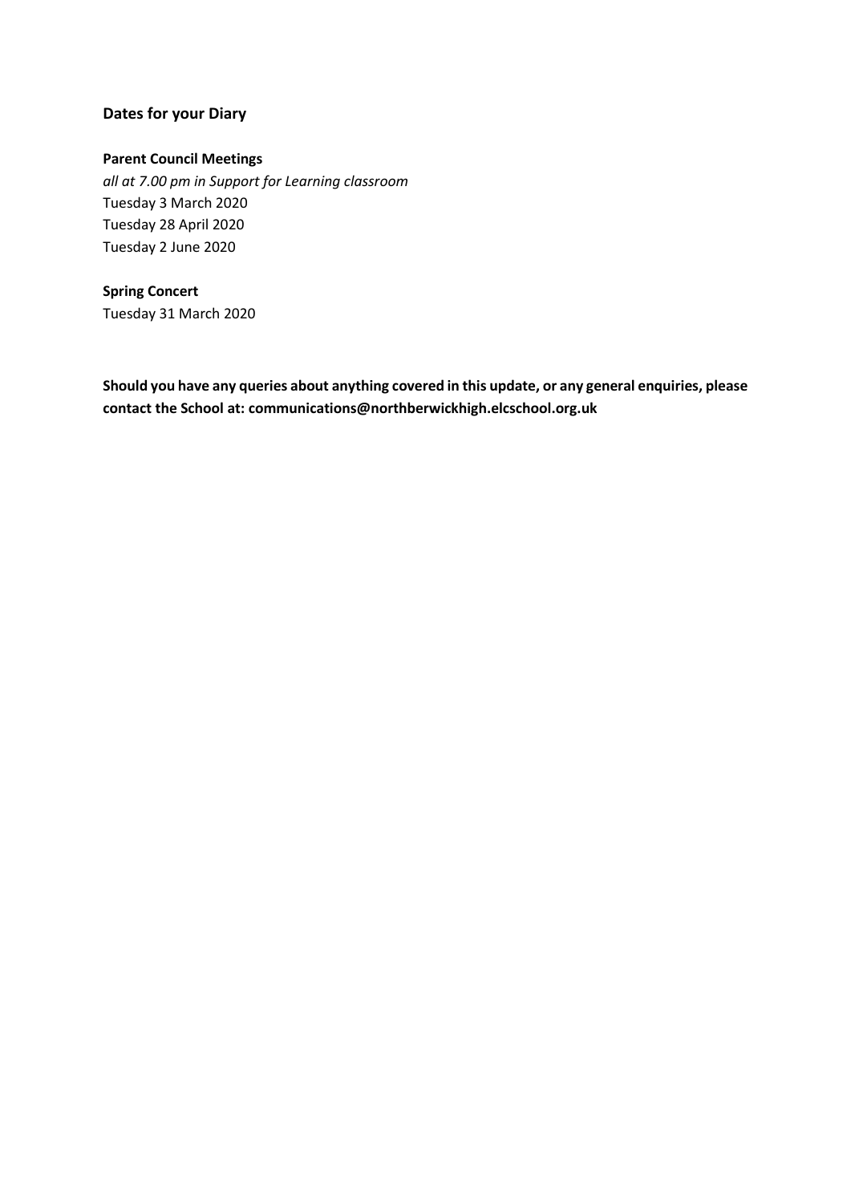## Dates for your Diary

**Parent Council Meetings**

*all at 7.00 pm in Support for Learning classroom*

Tuesday 3 March 2020
Tuesday 28 April 2020
Tuesday 2 June 2020

**Spring Concert**

Tuesday 31 March 2020

**Should you have any queries about anything covered in this update, or any general enquiries, please contact the School at: communications@northberwickhigh.elcschool.org.uk**